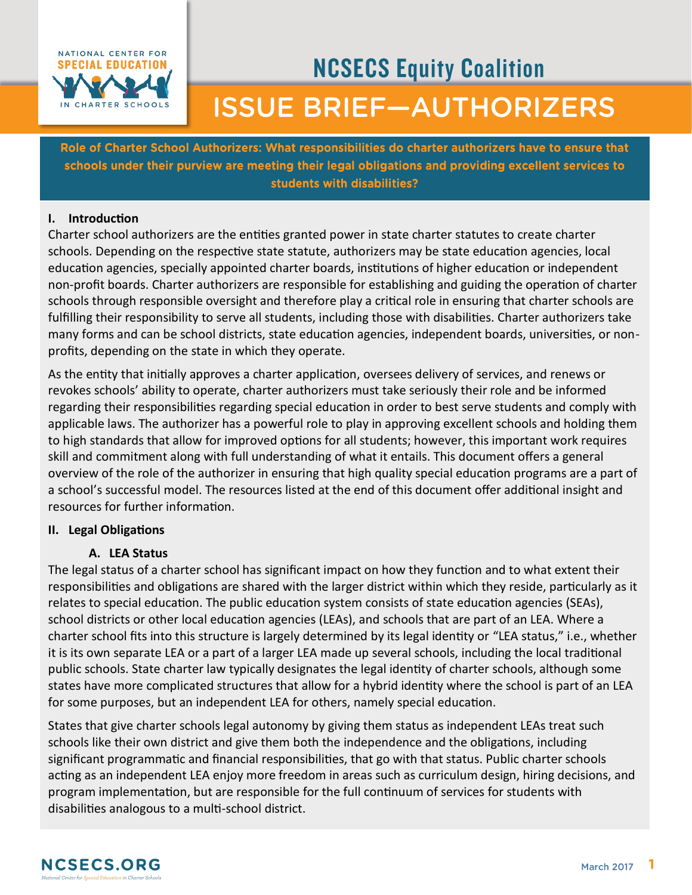# NCSECS Equity Coalition

# ISSUE BRIEF—AUTHORIZERS

**Role of Charter School Authorizers: What responsibilities do charter authorizers have to ensure that schools under their purview are meeting their legal obligations and providing excellent services to students with disabilities?**

## I. Introduction

Charter school authorizers are the entities granted power in state charter statutes to create charter schools. Depending on the respective state statute, authorizers may be state education agencies, local education agencies, specially appointed charter boards, institutions of higher education or independent non-profit boards. Charter authorizers are responsible for establishing and guiding the operation of charter schools through responsible oversight and therefore play a critical role in ensuring that charter schools are fulfilling their responsibility to serve all students, including those with disabilities. Charter authorizers take many forms and can be school districts, state education agencies, independent boards, universities, or non-profits, depending on the state in which they operate.

As the entity that initially approves a charter application, oversees delivery of services, and renews or revokes schools' ability to operate, charter authorizers must take seriously their role and be informed regarding their responsibilities regarding special education in order to best serve students and comply with applicable laws. The authorizer has a powerful role to play in approving excellent schools and holding them to high standards that allow for improved options for all students; however, this important work requires skill and commitment along with full understanding of what it entails. This document offers a general overview of the role of the authorizer in ensuring that high quality special education programs are a part of a school's successful model. The resources listed at the end of this document offer additional insight and resources for further information.

## II. Legal Obligations

### A. LEA Status

The legal status of a charter school has significant impact on how they function and to what extent their responsibilities and obligations are shared with the larger district within which they reside, particularly as it relates to special education. The public education system consists of state education agencies (SEAs), school districts or other local education agencies (LEAs), and schools that are part of an LEA. Where a charter school fits into this structure is largely determined by its legal identity or "LEA status," i.e., whether it is its own separate LEA or a part of a larger LEA made up several schools, including the local traditional public schools. State charter law typically designates the legal identity of charter schools, although some states have more complicated structures that allow for a hybrid identity where the school is part of an LEA for some purposes, but an independent LEA for others, namely special education.

States that give charter schools legal autonomy by giving them status as independent LEAs treat such schools like their own district and give them both the independence and the obligations, including significant programmatic and financial responsibilities, that go with that status. Public charter schools acting as an independent LEA enjoy more freedom in areas such as curriculum design, hiring decisions, and program implementation, but are responsible for the full continuum of services for students with disabilities analogous to a multi-school district.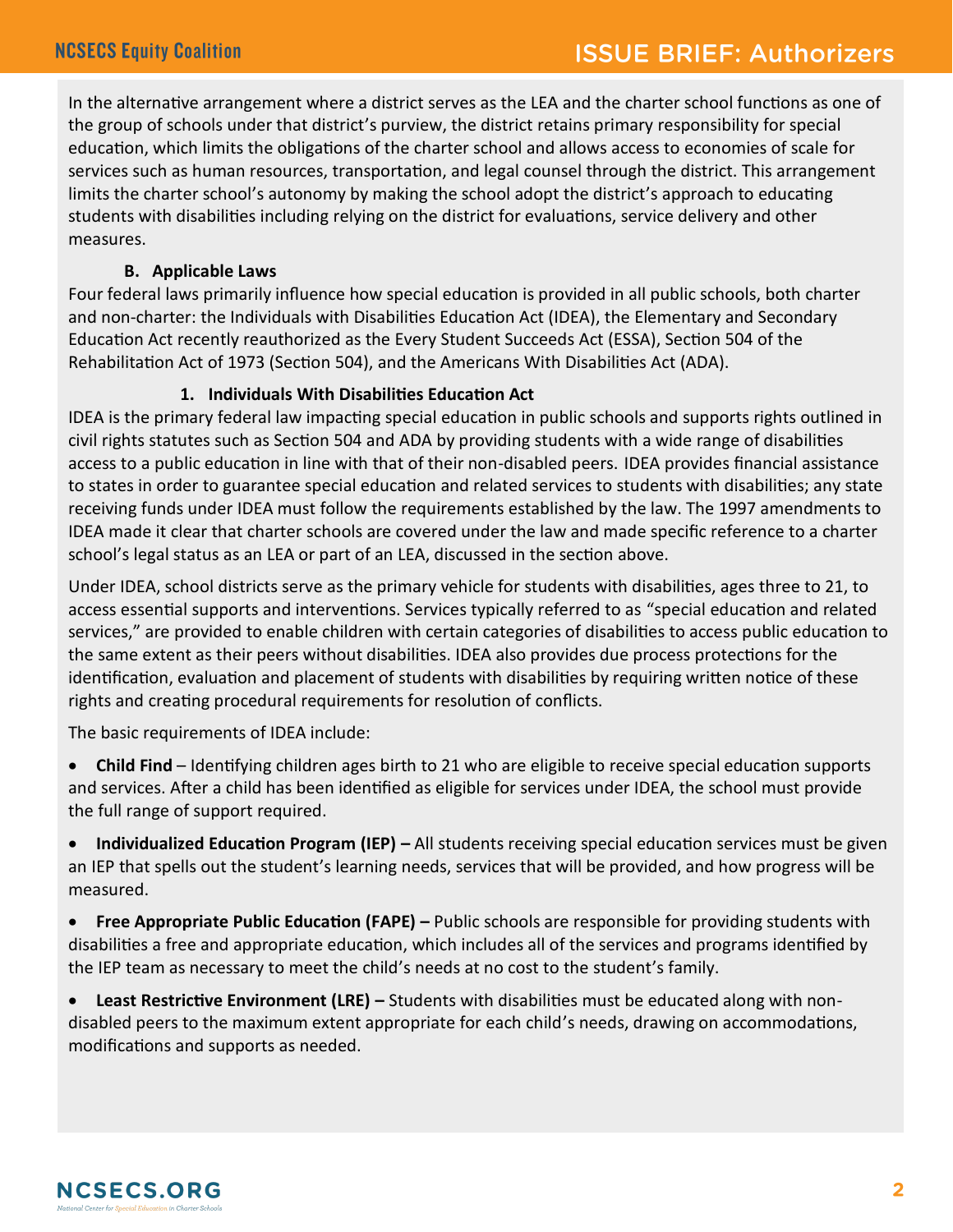In the alternative arrangement where a district serves as the LEA and the charter school functions as one of the group of schools under that district's purview, the district retains primary responsibility for special education, which limits the obligations of the charter school and allows access to economies of scale for services such as human resources, transportation, and legal counsel through the district. This arrangement limits the charter school's autonomy by making the school adopt the district's approach to educating students with disabilities including relying on the district for evaluations, service delivery and other measures.

### B. Applicable Laws

Four federal laws primarily influence how special education is provided in all public schools, both charter and non-charter: the Individuals with Disabilities Education Act (IDEA), the Elementary and Secondary Education Act recently reauthorized as the Every Student Succeeds Act (ESSA), Section 504 of the Rehabilitation Act of 1973 (Section 504), and the Americans With Disabilities Act (ADA).

#### 1. Individuals With Disabilities Education Act

IDEA is the primary federal law impacting special education in public schools and supports rights outlined in civil rights statutes such as Section 504 and ADA by providing students with a wide range of disabilities access to a public education in line with that of their non-disabled peers. IDEA provides financial assistance to states in order to guarantee special education and related services to students with disabilities; any state receiving funds under IDEA must follow the requirements established by the law. The 1997 amendments to IDEA made it clear that charter schools are covered under the law and made specific reference to a charter school's legal status as an LEA or part of an LEA, discussed in the section above.

Under IDEA, school districts serve as the primary vehicle for students with disabilities, ages three to 21, to access essential supports and interventions. Services typically referred to as "special education and related services," are provided to enable children with certain categories of disabilities to access public education to the same extent as their peers without disabilities. IDEA also provides due process protections for the identification, evaluation and placement of students with disabilities by requiring written notice of these rights and creating procedural requirements for resolution of conflicts.

The basic requirements of IDEA include:

- **Child Find** – Identifying children ages birth to 21 who are eligible to receive special education supports and services. After a child has been identified as eligible for services under IDEA, the school must provide the full range of support required.
- **Individualized Education Program (IEP) –** All students receiving special education services must be given an IEP that spells out the student's learning needs, services that will be provided, and how progress will be measured.
- **Free Appropriate Public Education (FAPE) –** Public schools are responsible for providing students with disabilities a free and appropriate education, which includes all of the services and programs identified by the IEP team as necessary to meet the child's needs at no cost to the student's family.
- **Least Restrictive Environment (LRE) –** Students with disabilities must be educated along with non-disabled peers to the maximum extent appropriate for each child's needs, drawing on accommodations, modifications and supports as needed.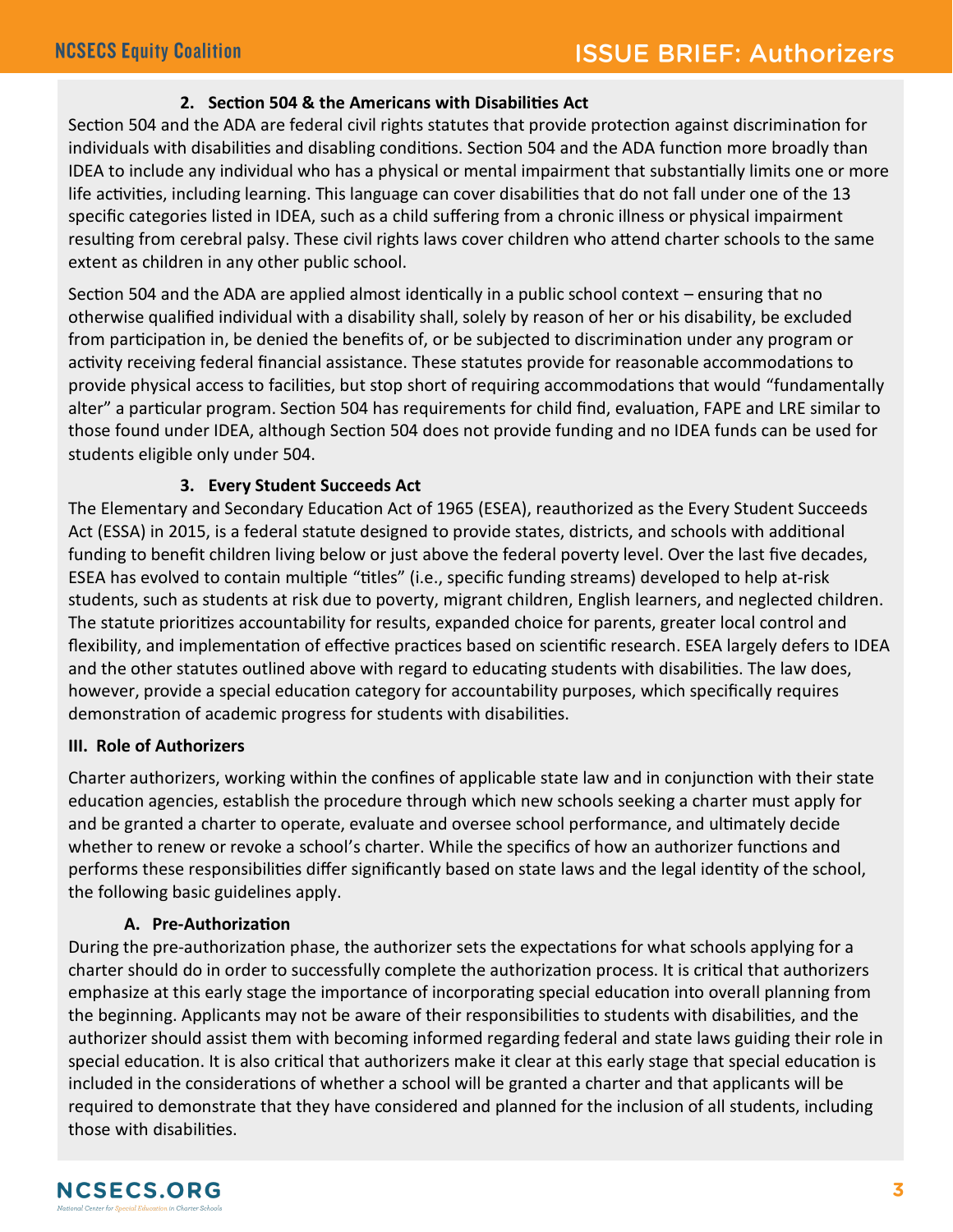#### 2. Section 504 & the Americans with Disabilities Act

Section 504 and the ADA are federal civil rights statutes that provide protection against discrimination for individuals with disabilities and disabling conditions. Section 504 and the ADA function more broadly than IDEA to include any individual who has a physical or mental impairment that substantially limits one or more life activities, including learning. This language can cover disabilities that do not fall under one of the 13 specific categories listed in IDEA, such as a child suffering from a chronic illness or physical impairment resulting from cerebral palsy. These civil rights laws cover children who attend charter schools to the same extent as children in any other public school.

Section 504 and the ADA are applied almost identically in a public school context – ensuring that no otherwise qualified individual with a disability shall, solely by reason of her or his disability, be excluded from participation in, be denied the benefits of, or be subjected to discrimination under any program or activity receiving federal financial assistance. These statutes provide for reasonable accommodations to provide physical access to facilities, but stop short of requiring accommodations that would "fundamentally alter" a particular program. Section 504 has requirements for child find, evaluation, FAPE and LRE similar to those found under IDEA, although Section 504 does not provide funding and no IDEA funds can be used for students eligible only under 504.

#### 3. Every Student Succeeds Act

The Elementary and Secondary Education Act of 1965 (ESEA), reauthorized as the Every Student Succeeds Act (ESSA) in 2015, is a federal statute designed to provide states, districts, and schools with additional funding to benefit children living below or just above the federal poverty level. Over the last five decades, ESEA has evolved to contain multiple "titles" (i.e., specific funding streams) developed to help at-risk students, such as students at risk due to poverty, migrant children, English learners, and neglected children. The statute prioritizes accountability for results, expanded choice for parents, greater local control and flexibility, and implementation of effective practices based on scientific research. ESEA largely defers to IDEA and the other statutes outlined above with regard to educating students with disabilities. The law does, however, provide a special education category for accountability purposes, which specifically requires demonstration of academic progress for students with disabilities.

## III. Role of Authorizers

Charter authorizers, working within the confines of applicable state law and in conjunction with their state education agencies, establish the procedure through which new schools seeking a charter must apply for and be granted a charter to operate, evaluate and oversee school performance, and ultimately decide whether to renew or revoke a school's charter. While the specifics of how an authorizer functions and performs these responsibilities differ significantly based on state laws and the legal identity of the school, the following basic guidelines apply.

### A. Pre-Authorization

During the pre-authorization phase, the authorizer sets the expectations for what schools applying for a charter should do in order to successfully complete the authorization process. It is critical that authorizers emphasize at this early stage the importance of incorporating special education into overall planning from the beginning. Applicants may not be aware of their responsibilities to students with disabilities, and the authorizer should assist them with becoming informed regarding federal and state laws guiding their role in special education. It is also critical that authorizers make it clear at this early stage that special education is included in the considerations of whether a school will be granted a charter and that applicants will be required to demonstrate that they have considered and planned for the inclusion of all students, including those with disabilities.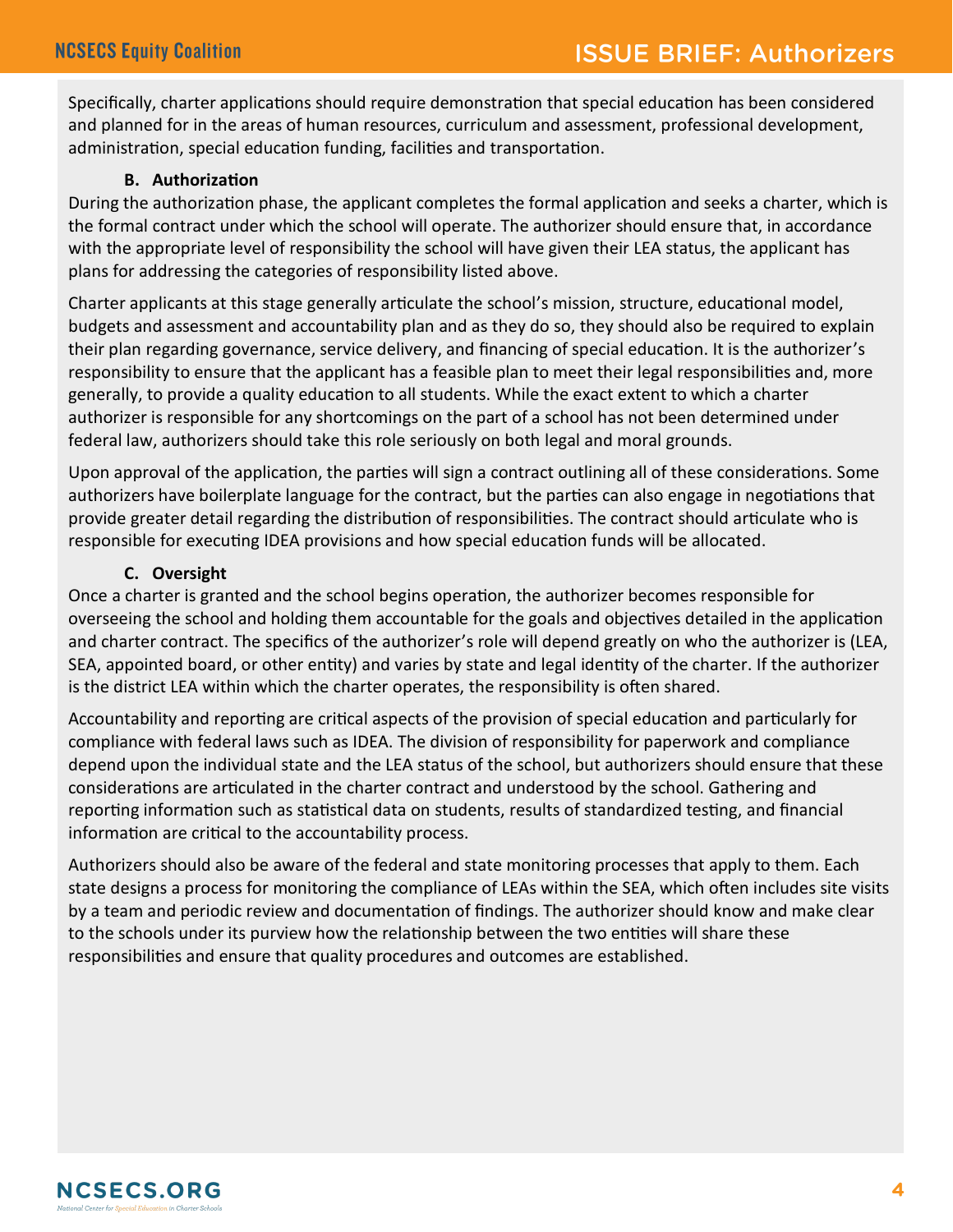Specifically, charter applications should require demonstration that special education has been considered and planned for in the areas of human resources, curriculum and assessment, professional development, administration, special education funding, facilities and transportation.

### B. Authorization

During the authorization phase, the applicant completes the formal application and seeks a charter, which is the formal contract under which the school will operate. The authorizer should ensure that, in accordance with the appropriate level of responsibility the school will have given their LEA status, the applicant has plans for addressing the categories of responsibility listed above.

Charter applicants at this stage generally articulate the school's mission, structure, educational model, budgets and assessment and accountability plan and as they do so, they should also be required to explain their plan regarding governance, service delivery, and financing of special education. It is the authorizer's responsibility to ensure that the applicant has a feasible plan to meet their legal responsibilities and, more generally, to provide a quality education to all students. While the exact extent to which a charter authorizer is responsible for any shortcomings on the part of a school has not been determined under federal law, authorizers should take this role seriously on both legal and moral grounds.

Upon approval of the application, the parties will sign a contract outlining all of these considerations. Some authorizers have boilerplate language for the contract, but the parties can also engage in negotiations that provide greater detail regarding the distribution of responsibilities. The contract should articulate who is responsible for executing IDEA provisions and how special education funds will be allocated.

### C. Oversight

Once a charter is granted and the school begins operation, the authorizer becomes responsible for overseeing the school and holding them accountable for the goals and objectives detailed in the application and charter contract. The specifics of the authorizer's role will depend greatly on who the authorizer is (LEA, SEA, appointed board, or other entity) and varies by state and legal identity of the charter. If the authorizer is the district LEA within which the charter operates, the responsibility is often shared.

Accountability and reporting are critical aspects of the provision of special education and particularly for compliance with federal laws such as IDEA. The division of responsibility for paperwork and compliance depend upon the individual state and the LEA status of the school, but authorizers should ensure that these considerations are articulated in the charter contract and understood by the school. Gathering and reporting information such as statistical data on students, results of standardized testing, and financial information are critical to the accountability process.

Authorizers should also be aware of the federal and state monitoring processes that apply to them. Each state designs a process for monitoring the compliance of LEAs within the SEA, which often includes site visits by a team and periodic review and documentation of findings. The authorizer should know and make clear to the schools under its purview how the relationship between the two entities will share these responsibilities and ensure that quality procedures and outcomes are established.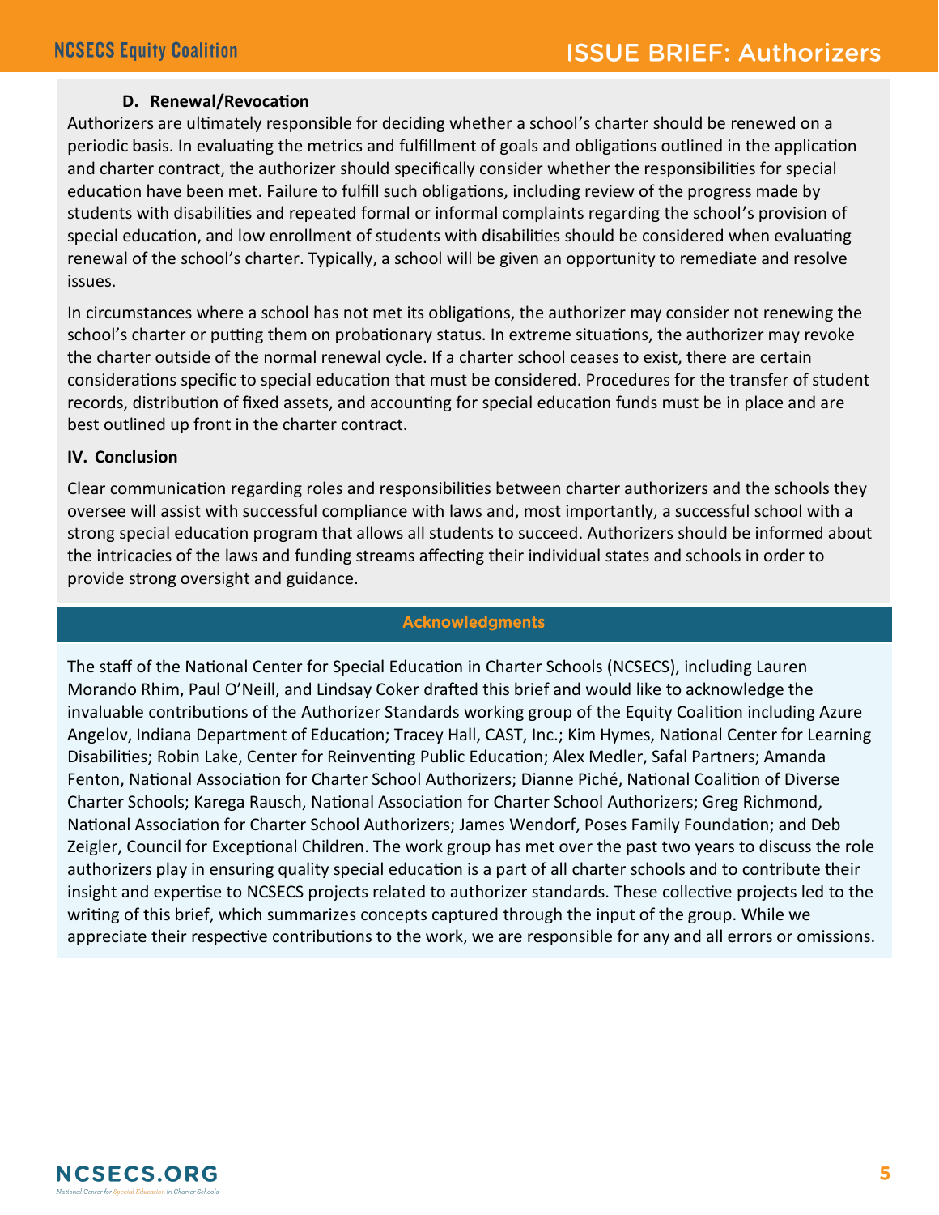### D. Renewal/Revocation

Authorizers are ultimately responsible for deciding whether a school's charter should be renewed on a periodic basis. In evaluating the metrics and fulfillment of goals and obligations outlined in the application and charter contract, the authorizer should specifically consider whether the responsibilities for special education have been met. Failure to fulfill such obligations, including review of the progress made by students with disabilities and repeated formal or informal complaints regarding the school's provision of special education, and low enrollment of students with disabilities should be considered when evaluating renewal of the school's charter. Typically, a school will be given an opportunity to remediate and resolve issues.

In circumstances where a school has not met its obligations, the authorizer may consider not renewing the school's charter or putting them on probationary status. In extreme situations, the authorizer may revoke the charter outside of the normal renewal cycle. If a charter school ceases to exist, there are certain considerations specific to special education that must be considered. Procedures for the transfer of student records, distribution of fixed assets, and accounting for special education funds must be in place and are best outlined up front in the charter contract.

## IV. Conclusion

Clear communication regarding roles and responsibilities between charter authorizers and the schools they oversee will assist with successful compliance with laws and, most importantly, a successful school with a strong special education program that allows all students to succeed. Authorizers should be informed about the intricacies of the laws and funding streams affecting their individual states and schools in order to provide strong oversight and guidance.

## Acknowledgments

The staff of the National Center for Special Education in Charter Schools (NCSECS), including Lauren Morando Rhim, Paul O'Neill, and Lindsay Coker drafted this brief and would like to acknowledge the invaluable contributions of the Authorizer Standards working group of the Equity Coalition including Azure Angelov, Indiana Department of Education; Tracey Hall, CAST, Inc.; Kim Hymes, National Center for Learning Disabilities; Robin Lake, Center for Reinventing Public Education; Alex Medler, Safal Partners; Amanda Fenton, National Association for Charter School Authorizers; Dianne Piché, National Coalition of Diverse Charter Schools; Karega Rausch, National Association for Charter School Authorizers; Greg Richmond, National Association for Charter School Authorizers; James Wendorf, Poses Family Foundation; and Deb Zeigler, Council for Exceptional Children. The work group has met over the past two years to discuss the role authorizers play in ensuring quality special education is a part of all charter schools and to contribute their insight and expertise to NCSECS projects related to authorizer standards. These collective projects led to the writing of this brief, which summarizes concepts captured through the input of the group. While we appreciate their respective contributions to the work, we are responsible for any and all errors or omissions.